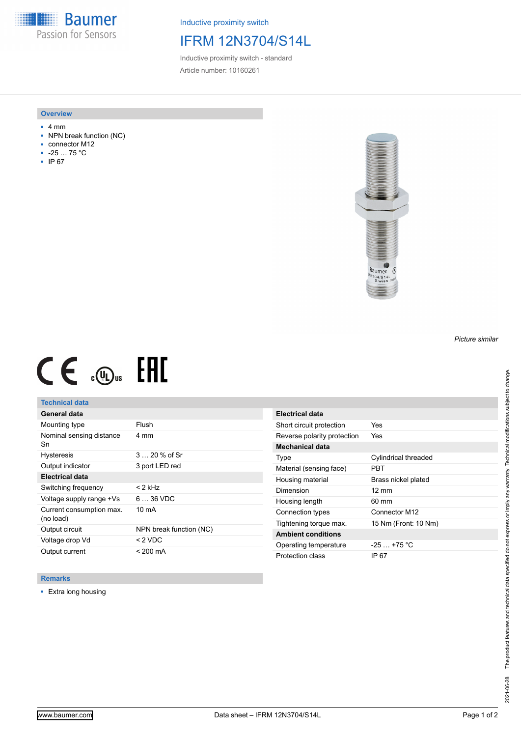Baumer
Passion for Sensors

Inductive proximity switch

# IFRM 12N3704/S14L

Inductive proximity switch - standard

Article number: 10160261

## Overview

- 4 mm
- NPN break function (NC)
- connector M12
- -25 … 75 °C
- IP 67

*Picture similar*

## Technical data

| General data | |
|---|---|
| Mounting type | Flush |
| Nominal sensing distance Sn | 4 mm |
| Hysteresis | 3 … 20 % of Sr |
| Output indicator | 3 port LED red |
| **Electrical data** | |
| Switching frequency | < 2 kHz |
| Voltage supply range +Vs | 6 … 36 VDC |
| Current consumption max. (no load) | 10 mA |
| Output circuit | NPN break function (NC) |
| Voltage drop Vd | < 2 VDC |
| Output current | < 200 mA |

| Electrical data | |
|---|---|
| Short circuit protection | Yes |
| Reverse polarity protection | Yes |
| **Mechanical data** | |
| Type | Cylindrical threaded |
| Material (sensing face) | PBT |
| Housing material | Brass nickel plated |
| Dimension | 12 mm |
| Housing length | 60 mm |
| Connection types | Connector M12 |
| Tightening torque max. | 15 Nm (Front: 10 Nm) |
| **Ambient conditions** | |
| Operating temperature | -25 … +75 °C |
| Protection class | IP 67 |

## Remarks

- Extra long housing

2021-06-28 The product features and technical data specified do not express or imply any warranty. Technical modifications subject to change.

www.baumer.com — Data sheet – IFRM 12N3704/S14L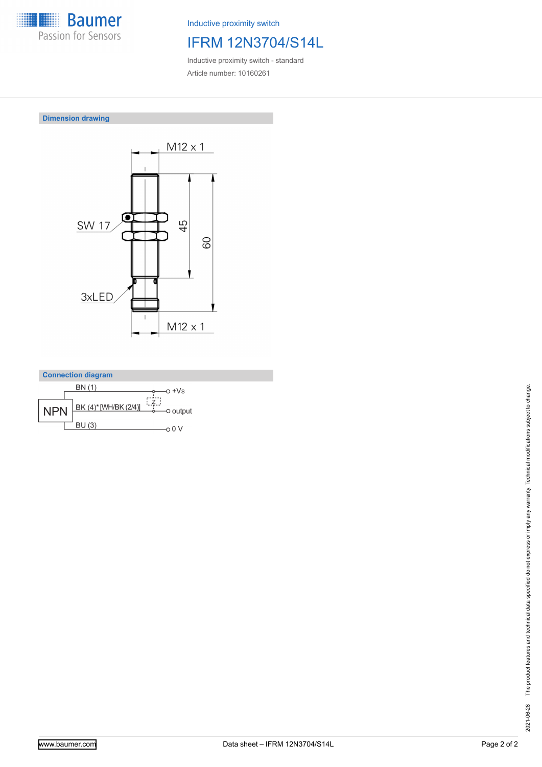Inductive proximity switch

# IFRM 12N3704/S14L

Inductive proximity switch - standard

Article number: 10160261

## Dimension drawing

M12 x 1

SW 17

45

60

3xLED

M12 x 1

## Connection diagram

NPN

BN (1) — +Vs

BK (4)* [WH/BK (2/4)] — output

Z

BU (3) — 0 V

The product features and technical data specified do not express or imply any warranty. Technical modifications subject to change.

2021-06-28